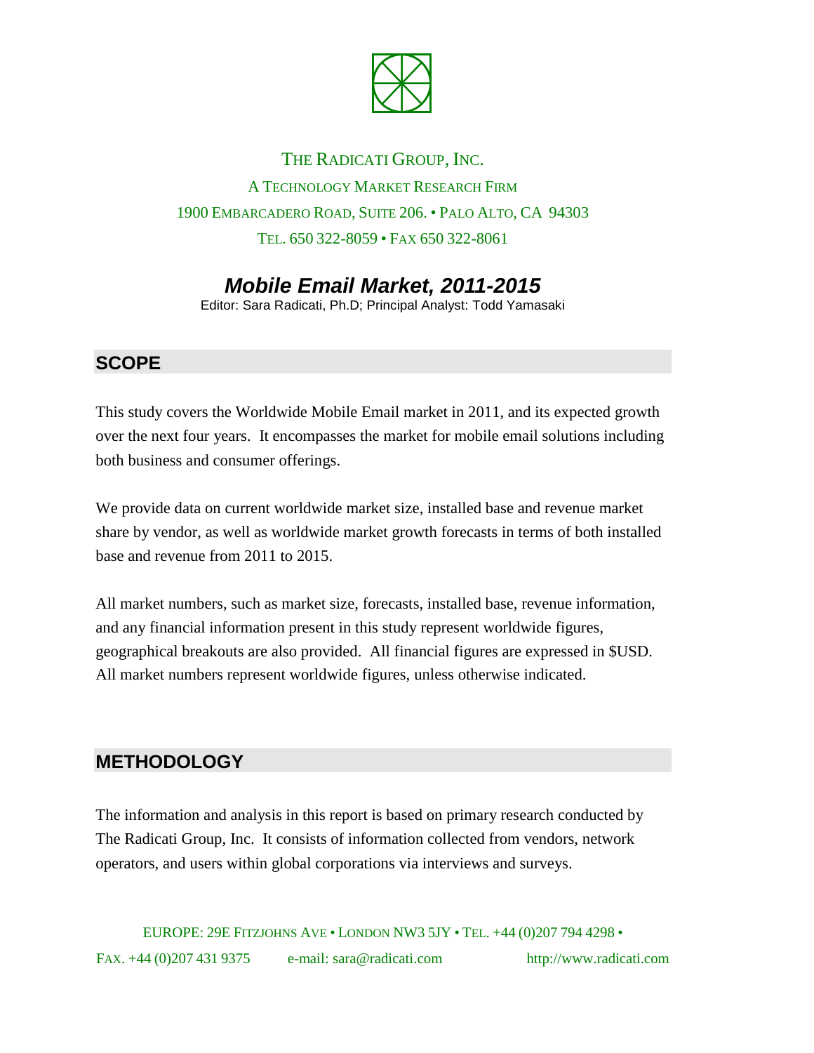THE RADICATI GROUP, INC.

A TECHNOLOGY MARKET RESEARCH FIRM

1900 EMBARCADERO ROAD, SUITE 206. • PALO ALTO, CA 94303

TEL. 650 322-8059 • FAX 650 322-8061

# *Mobile Email Market, 2011-2015*

Editor: Sara Radicati, Ph.D; Principal Analyst: Todd Yamasaki

## SCOPE

This study covers the Worldwide Mobile Email market in 2011, and its expected growth over the next four years. It encompasses the market for mobile email solutions including both business and consumer offerings.

We provide data on current worldwide market size, installed base and revenue market share by vendor, as well as worldwide market growth forecasts in terms of both installed base and revenue from 2011 to 2015.

All market numbers, such as market size, forecasts, installed base, revenue information, and any financial information present in this study represent worldwide figures, geographical breakouts are also provided. All financial figures are expressed in $USD. All market numbers represent worldwide figures, unless otherwise indicated.

## METHODOLOGY

The information and analysis in this report is based on primary research conducted by The Radicati Group, Inc. It consists of information collected from vendors, network operators, and users within global corporations via interviews and surveys.

EUROPE: 29E FITZJOHNS AVE • LONDON NW3 5JY • TEL. +44 (0)207 794 4298 • FAX. +44 (0)207 431 9375 e-mail: sara@radicati.com http://www.radicati.com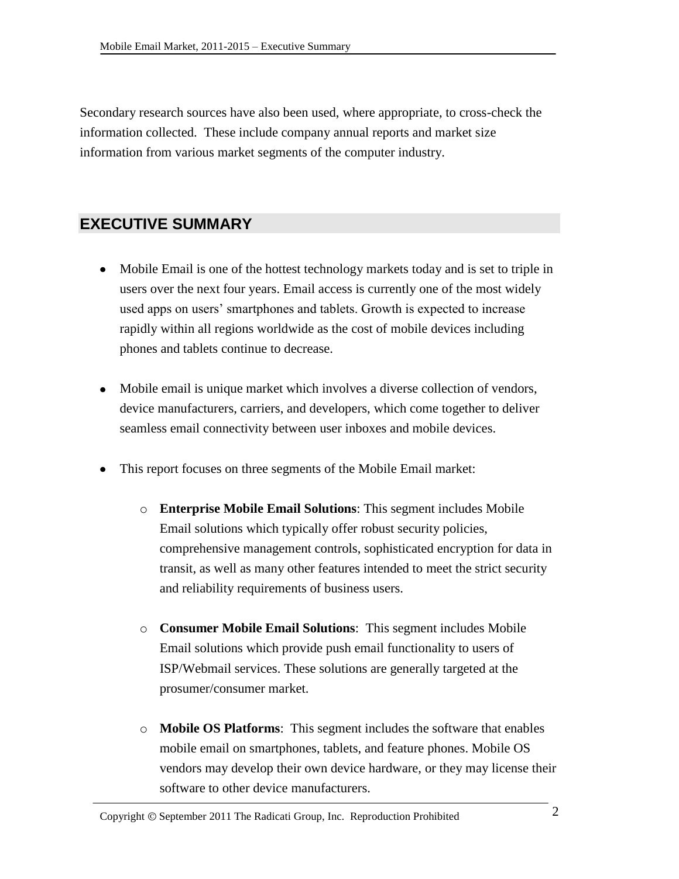Secondary research sources have also been used, where appropriate, to cross-check the information collected. These include company annual reports and market size information from various market segments of the computer industry.

# EXECUTIVE SUMMARY

- Mobile Email is one of the hottest technology markets today and is set to triple in users over the next four years. Email access is currently one of the most widely used apps on users' smartphones and tablets. Growth is expected to increase rapidly within all regions worldwide as the cost of mobile devices including phones and tablets continue to decrease.

- Mobile email is unique market which involves a diverse collection of vendors, device manufacturers, carriers, and developers, which come together to deliver seamless email connectivity between user inboxes and mobile devices.

- This report focuses on three segments of the Mobile Email market:

  - **Enterprise Mobile Email Solutions**: This segment includes Mobile Email solutions which typically offer robust security policies, comprehensive management controls, sophisticated encryption for data in transit, as well as many other features intended to meet the strict security and reliability requirements of business users.

  - **Consumer Mobile Email Solutions**: This segment includes Mobile Email solutions which provide push email functionality to users of ISP/Webmail services. These solutions are generally targeted at the prosumer/consumer market.

  - **Mobile OS Platforms**: This segment includes the software that enables mobile email on smartphones, tablets, and feature phones. Mobile OS vendors may develop their own device hardware, or they may license their software to other device manufacturers.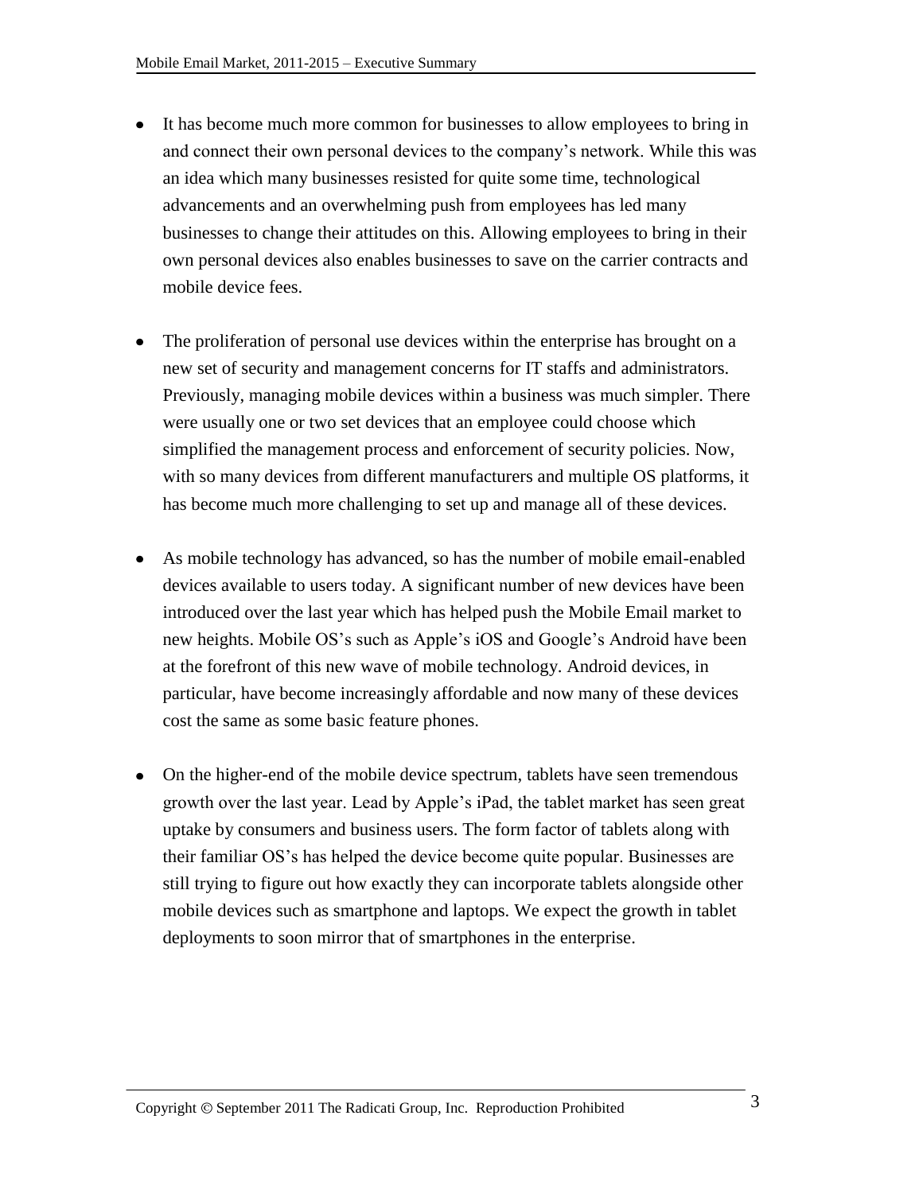- It has become much more common for businesses to allow employees to bring in and connect their own personal devices to the company's network. While this was an idea which many businesses resisted for quite some time, technological advancements and an overwhelming push from employees has led many businesses to change their attitudes on this. Allowing employees to bring in their own personal devices also enables businesses to save on the carrier contracts and mobile device fees.

- The proliferation of personal use devices within the enterprise has brought on a new set of security and management concerns for IT staffs and administrators. Previously, managing mobile devices within a business was much simpler. There were usually one or two set devices that an employee could choose which simplified the management process and enforcement of security policies. Now, with so many devices from different manufacturers and multiple OS platforms, it has become much more challenging to set up and manage all of these devices.

- As mobile technology has advanced, so has the number of mobile email-enabled devices available to users today. A significant number of new devices have been introduced over the last year which has helped push the Mobile Email market to new heights. Mobile OS's such as Apple's iOS and Google's Android have been at the forefront of this new wave of mobile technology. Android devices, in particular, have become increasingly affordable and now many of these devices cost the same as some basic feature phones.

- On the higher-end of the mobile device spectrum, tablets have seen tremendous growth over the last year. Lead by Apple's iPad, the tablet market has seen great uptake by consumers and business users. The form factor of tablets along with their familiar OS's has helped the device become quite popular. Businesses are still trying to figure out how exactly they can incorporate tablets alongside other mobile devices such as smartphone and laptops. We expect the growth in tablet deployments to soon mirror that of smartphones in the enterprise.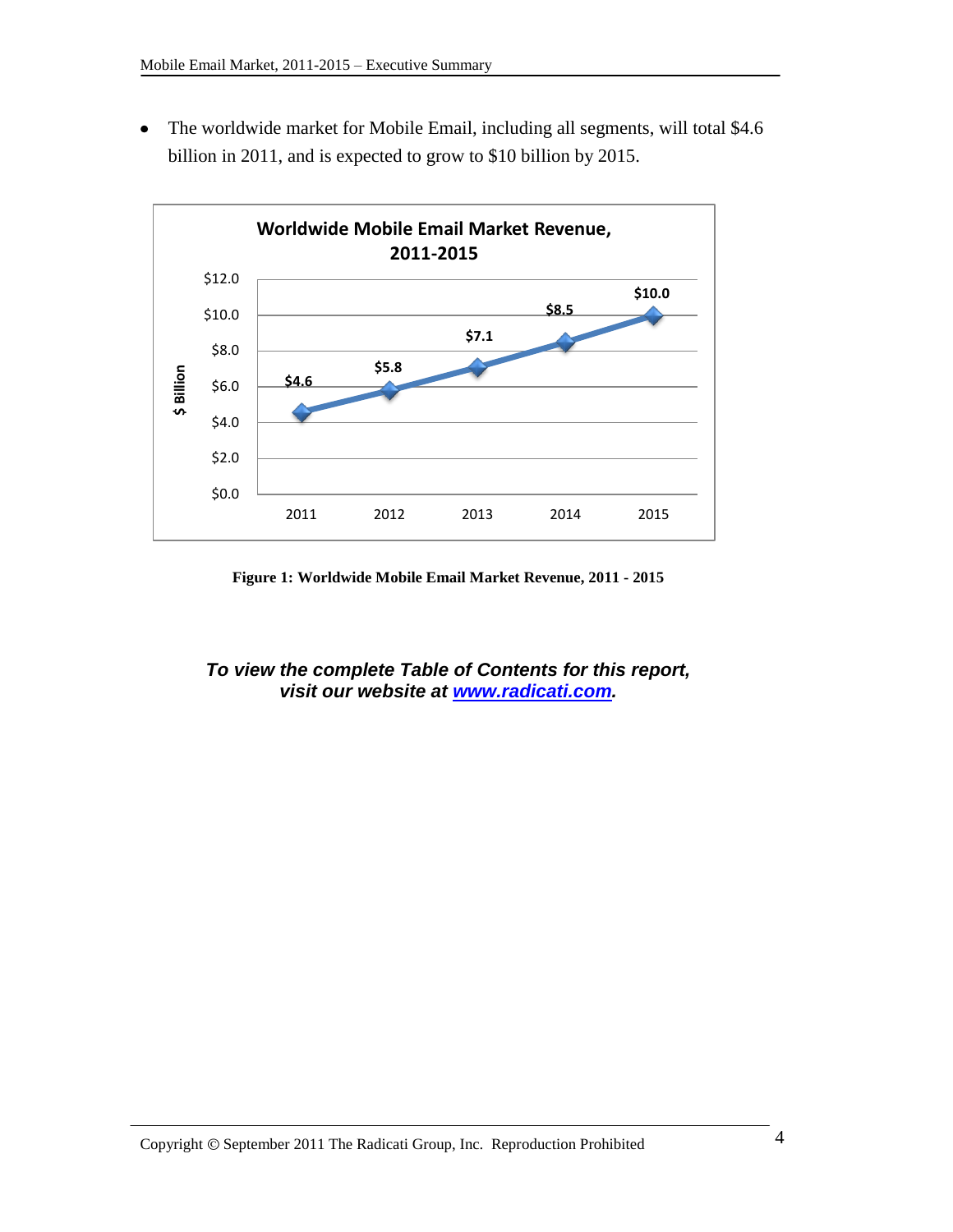- The worldwide market for Mobile Email, including all segments, will total $4.6 billion in 2011, and is expected to grow to $10 billion by 2015.

Worldwide Mobile Email Market Revenue, 2011-2015

$ Billion

$12.0
$10.0
$8.0
$6.0
$4.0
$2.0
$0.0

2011
2012
2013
2014
2015

$4.6
$5.8
$7.1
$8.5
$10.0

**Figure 1: Worldwide Mobile Email Market Revenue, 2011 - 2015**

***To view the complete Table of Contents for this report, visit our website at [www.radicati.com](http://www.radicati.com).***

Copyright © September 2011 The Radicati Group, Inc. Reproduction Prohibited